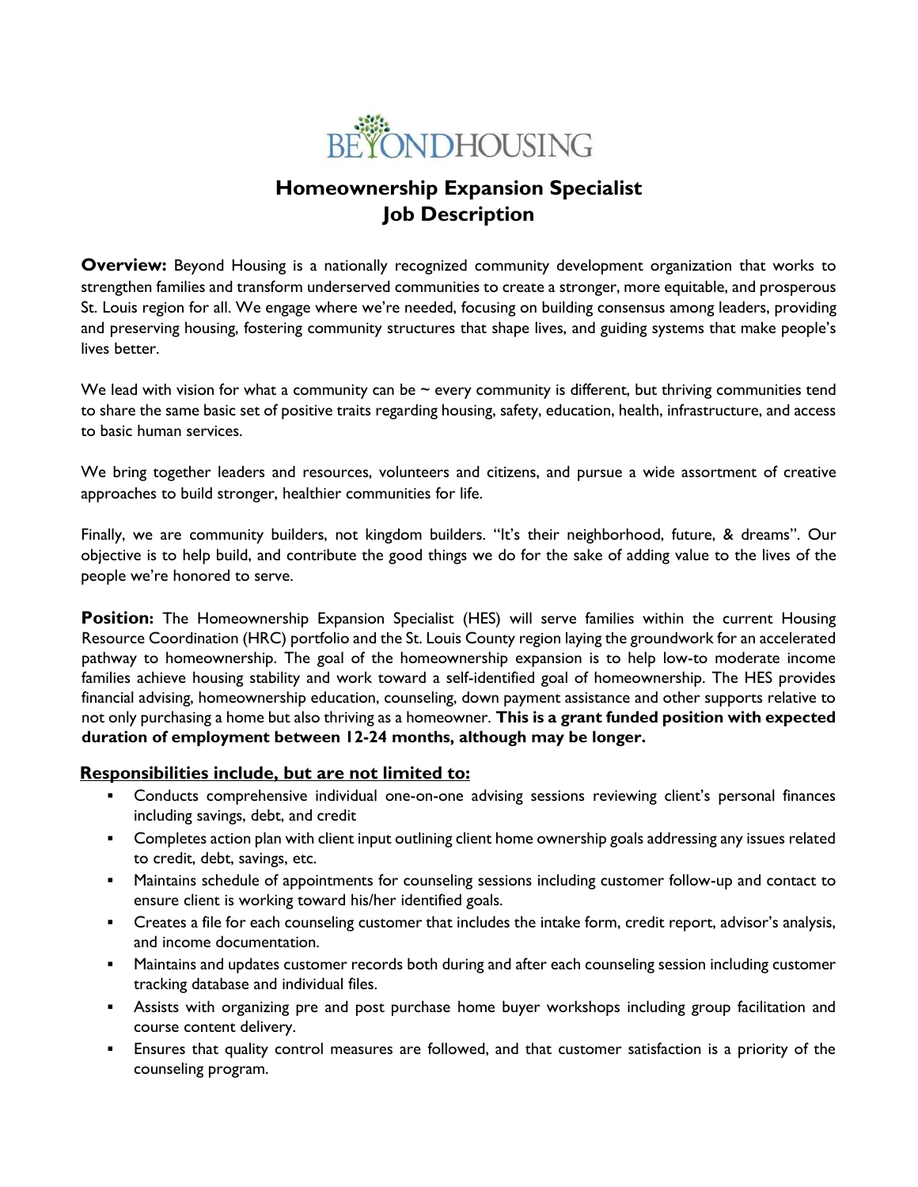BEYONDHOUSING

# Homeownership Expansion Specialist
# Job Description

**Overview:** Beyond Housing is a nationally recognized community development organization that works to strengthen families and transform underserved communities to create a stronger, more equitable, and prosperous St. Louis region for all. We engage where we're needed, focusing on building consensus among leaders, providing and preserving housing, fostering community structures that shape lives, and guiding systems that make people's lives better.

We lead with vision for what a community can be ~ every community is different, but thriving communities tend to share the same basic set of positive traits regarding housing, safety, education, health, infrastructure, and access to basic human services.

We bring together leaders and resources, volunteers and citizens, and pursue a wide assortment of creative approaches to build stronger, healthier communities for life.

Finally, we are community builders, not kingdom builders. "It's their neighborhood, future, & dreams". Our objective is to help build, and contribute the good things we do for the sake of adding value to the lives of the people we're honored to serve.

**Position:** The Homeownership Expansion Specialist (HES) will serve families within the current Housing Resource Coordination (HRC) portfolio and the St. Louis County region laying the groundwork for an accelerated pathway to homeownership. The goal of the homeownership expansion is to help low-to moderate income families achieve housing stability and work toward a self-identified goal of homeownership. The HES provides financial advising, homeownership education, counseling, down payment assistance and other supports relative to not only purchasing a home but also thriving as a homeowner. **This is a grant funded position with expected duration of employment between 12-24 months, although may be longer.**

**Responsibilities include, but are not limited to:**

- Conducts comprehensive individual one-on-one advising sessions reviewing client's personal finances including savings, debt, and credit
- Completes action plan with client input outlining client home ownership goals addressing any issues related to credit, debt, savings, etc.
- Maintains schedule of appointments for counseling sessions including customer follow-up and contact to ensure client is working toward his/her identified goals.
- Creates a file for each counseling customer that includes the intake form, credit report, advisor's analysis, and income documentation.
- Maintains and updates customer records both during and after each counseling session including customer tracking database and individual files.
- Assists with organizing pre and post purchase home buyer workshops including group facilitation and course content delivery.
- Ensures that quality control measures are followed, and that customer satisfaction is a priority of the counseling program.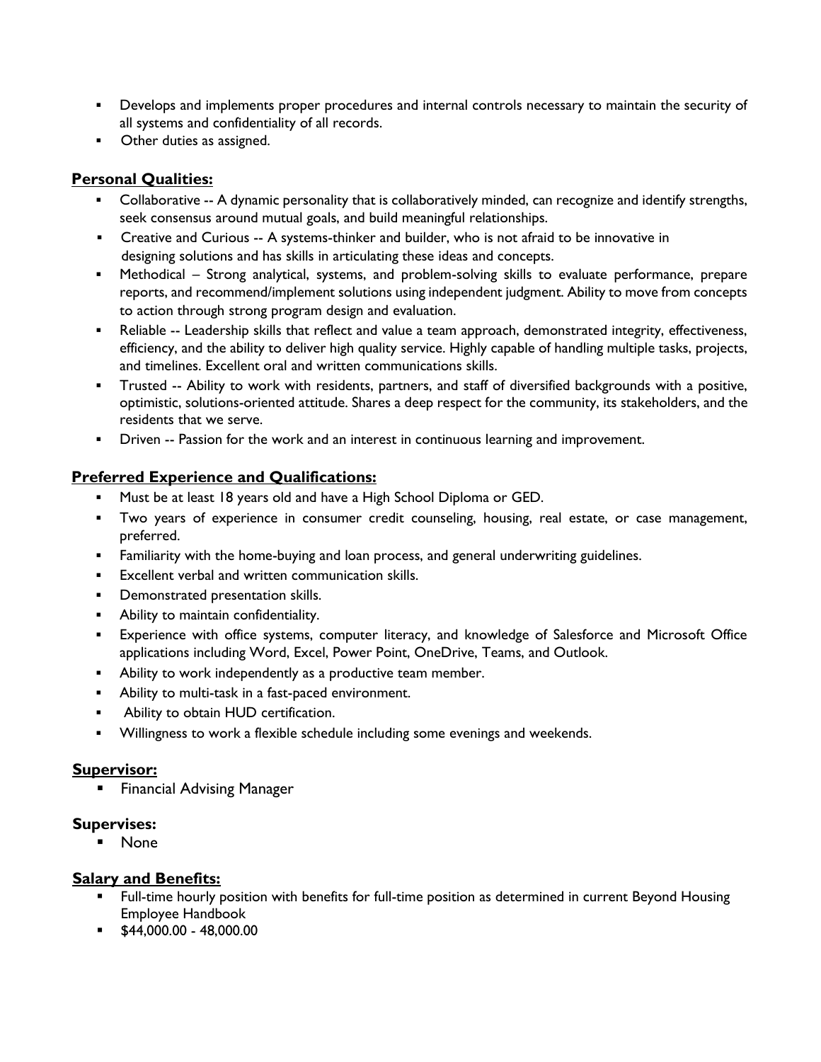- Develops and implements proper procedures and internal controls necessary to maintain the security of all systems and confidentiality of all records.
- Other duties as assigned.

## Personal Qualities:

- Collaborative -- A dynamic personality that is collaboratively minded, can recognize and identify strengths, seek consensus around mutual goals, and build meaningful relationships.
- Creative and Curious -- A systems-thinker and builder, who is not afraid to be innovative in designing solutions and has skills in articulating these ideas and concepts.
- Methodical – Strong analytical, systems, and problem-solving skills to evaluate performance, prepare reports, and recommend/implement solutions using independent judgment. Ability to move from concepts to action through strong program design and evaluation.
- Reliable -- Leadership skills that reflect and value a team approach, demonstrated integrity, effectiveness, efficiency, and the ability to deliver high quality service. Highly capable of handling multiple tasks, projects, and timelines. Excellent oral and written communications skills.
- Trusted -- Ability to work with residents, partners, and staff of diversified backgrounds with a positive, optimistic, solutions-oriented attitude. Shares a deep respect for the community, its stakeholders, and the residents that we serve.
- Driven -- Passion for the work and an interest in continuous learning and improvement.

## Preferred Experience and Qualifications:

- Must be at least 18 years old and have a High School Diploma or GED.
- Two years of experience in consumer credit counseling, housing, real estate, or case management, preferred.
- Familiarity with the home-buying and loan process, and general underwriting guidelines.
- Excellent verbal and written communication skills.
- Demonstrated presentation skills.
- Ability to maintain confidentiality.
- Experience with office systems, computer literacy, and knowledge of Salesforce and Microsoft Office applications including Word, Excel, Power Point, OneDrive, Teams, and Outlook.
- Ability to work independently as a productive team member.
- Ability to multi-task in a fast-paced environment.
- Ability to obtain HUD certification.
- Willingness to work a flexible schedule including some evenings and weekends.

## Supervisor:

- Financial Advising Manager

## Supervises:

- None

## Salary and Benefits:

- Full-time hourly position with benefits for full-time position as determined in current Beyond Housing Employee Handbook
- $44,000.00 - 48,000.00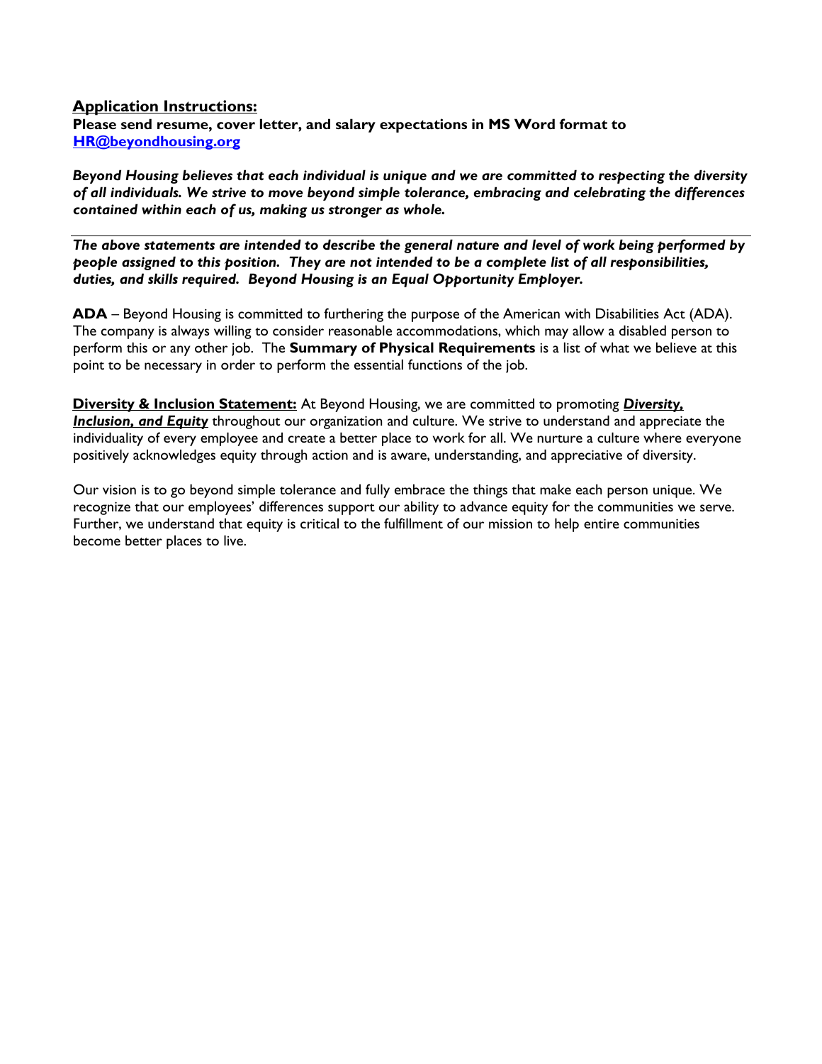**Application Instructions:**

**Please send resume, cover letter, and salary expectations in MS Word format to [HR@beyondhousing.org](mailto:HR@beyondhousing.org)**

***Beyond Housing believes that each individual is unique and we are committed to respecting the diversity of all individuals. We strive to move beyond simple tolerance, embracing and celebrating the differences contained within each of us, making us stronger as whole.***

---

***The above statements are intended to describe the general nature and level of work being performed by people assigned to this position. They are not intended to be a complete list of all responsibilities, duties, and skills required. Beyond Housing is an Equal Opportunity Employer.***

**ADA** – Beyond Housing is committed to furthering the purpose of the American with Disabilities Act (ADA). The company is always willing to consider reasonable accommodations, which may allow a disabled person to perform this or any other job. The **Summary of Physical Requirements** is a list of what we believe at this point to be necessary in order to perform the essential functions of the job.

**Diversity & Inclusion Statement:** At Beyond Housing, we are committed to promoting ***Diversity, Inclusion, and Equity*** throughout our organization and culture. We strive to understand and appreciate the individuality of every employee and create a better place to work for all. We nurture a culture where everyone positively acknowledges equity through action and is aware, understanding, and appreciative of diversity.

Our vision is to go beyond simple tolerance and fully embrace the things that make each person unique. We recognize that our employees' differences support our ability to advance equity for the communities we serve. Further, we understand that equity is critical to the fulfillment of our mission to help entire communities become better places to live.